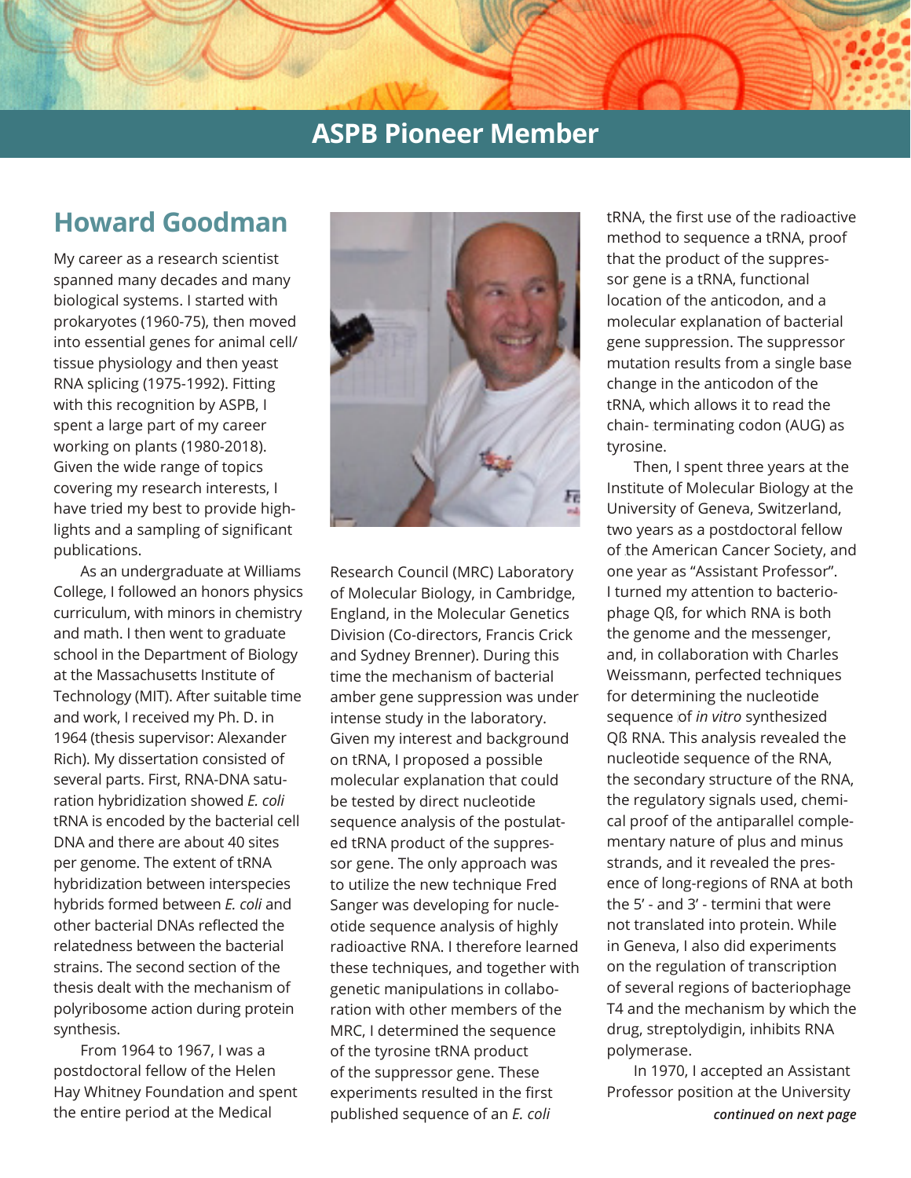# ASPB Pioneer Member

## Howard Goodman

My career as a research scientist spanned many decades and many biological systems. I started with prokaryotes (1960-75), then moved into essential genes for animal cell/tissue physiology and then yeast RNA splicing (1975-1992). Fitting with this recognition by ASPB, I spent a large part of my career working on plants (1980-2018). Given the wide range of topics covering my research interests, I have tried my best to provide highlights and a sampling of significant publications.

As an undergraduate at Williams College, I followed an honors physics curriculum, with minors in chemistry and math. I then went to graduate school in the Department of Biology at the Massachusetts Institute of Technology (MIT). After suitable time and work, I received my Ph. D. in 1964 (thesis supervisor: Alexander Rich). My dissertation consisted of several parts. First, RNA-DNA saturation hybridization showed *E. coli* tRNA is encoded by the bacterial cell DNA and there are about 40 sites per genome. The extent of tRNA hybridization between interspecies hybrids formed between *E. coli* and other bacterial DNAs reflected the relatedness between the bacterial strains. The second section of the thesis dealt with the mechanism of polyribosome action during protein synthesis.

From 1964 to 1967, I was a postdoctoral fellow of the Helen Hay Whitney Foundation and spent the entire period at the Medical Research Council (MRC) Laboratory of Molecular Biology, in Cambridge, England, in the Molecular Genetics Division (Co-directors, Francis Crick and Sydney Brenner). During this time the mechanism of bacterial amber gene suppression was under intense study in the laboratory. Given my interest and background on tRNA, I proposed a possible molecular explanation that could be tested by direct nucleotide sequence analysis of the postulated tRNA product of the suppressor gene. The only approach was to utilize the new technique Fred Sanger was developing for nucleotide sequence analysis of highly radioactive RNA. I therefore learned these techniques, and together with genetic manipulations in collaboration with other members of the MRC, I determined the sequence of the tyrosine tRNA product of the suppressor gene. These experiments resulted in the first published sequence of an *E. coli* tRNA, the first use of the radioactive method to sequence a tRNA, proof that the product of the suppressor gene is a tRNA, functional location of the anticodon, and a molecular explanation of bacterial gene suppression. The suppressor mutation results from a single base change in the anticodon of the tRNA, which allows it to read the chain- terminating codon (AUG) as tyrosine.

Then, I spent three years at the Institute of Molecular Biology at the University of Geneva, Switzerland, two years as a postdoctoral fellow of the American Cancer Society, and one year as "Assistant Professor". I turned my attention to bacteriophage Qß, for which RNA is both the genome and the messenger, and, in collaboration with Charles Weissmann, perfected techniques for determining the nucleotide sequence of *in vitro* synthesized Qß RNA. This analysis revealed the nucleotide sequence of the RNA, the secondary structure of the RNA, the regulatory signals used, chemical proof of the antiparallel complementary nature of plus and minus strands, and it revealed the presence of long-regions of RNA at both the 5' - and 3' - termini that were not translated into protein. While in Geneva, I also did experiments on the regulation of transcription of several regions of bacteriophage T4 and the mechanism by which the drug, streptolydigin, inhibits RNA polymerase.

In 1970, I accepted an Assistant Professor position at the University

***continued on next page***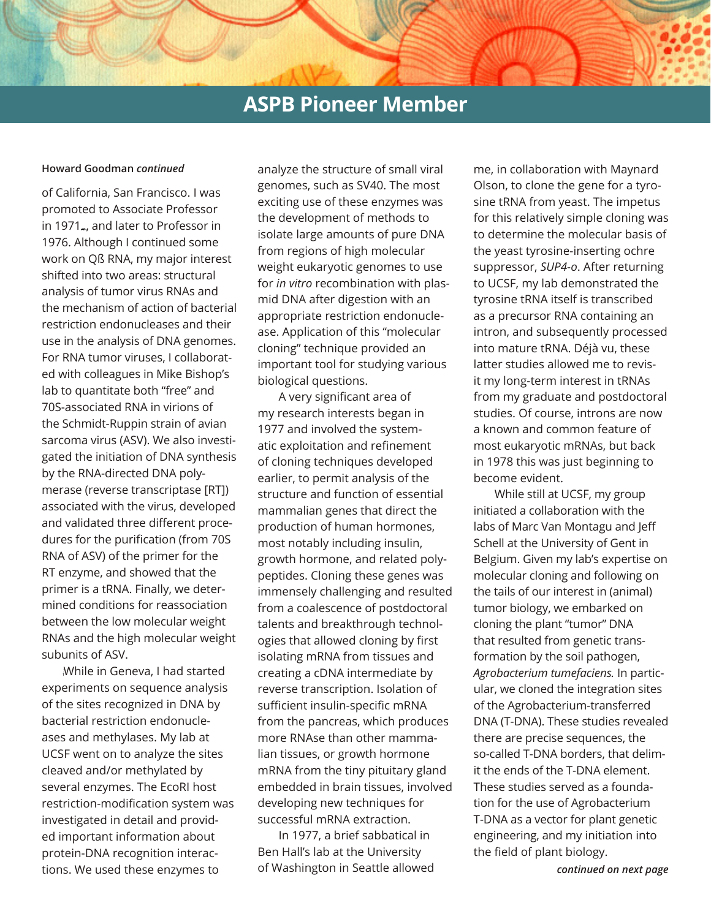## ASPB Pioneer Member

**Howard Goodman** ***continued***

of California, San Francisco. I was promoted to Associate Professor in 1971, and later to Professor in 1976. Although I continued some work on Qß RNA, my major interest shifted into two areas: structural analysis of tumor virus RNAs and the mechanism of action of bacterial restriction endonucleases and their use in the analysis of DNA genomes. For RNA tumor viruses, I collaborated with colleagues in Mike Bishop's lab to quantitate both "free" and 70S-associated RNA in virions of the Schmidt-Ruppin strain of avian sarcoma virus (ASV). We also investigated the initiation of DNA synthesis by the RNA-directed DNA polymerase (reverse transcriptase [RT]) associated with the virus, developed and validated three different procedures for the purification (from 70S RNA of ASV) of the primer for the RT enzyme, and showed that the primer is a tRNA. Finally, we determined conditions for reassociation between the low molecular weight RNAs and the high molecular weight subunits of ASV.

While in Geneva, I had started experiments on sequence analysis of the sites recognized in DNA by bacterial restriction endonucleases and methylases. My lab at UCSF went on to analyze the sites cleaved and/or methylated by several enzymes. The EcoRI host restriction-modification system was investigated in detail and provided important information about protein-DNA recognition interactions. We used these enzymes to analyze the structure of small viral genomes, such as SV40. The most exciting use of these enzymes was the development of methods to isolate large amounts of pure DNA from regions of high molecular weight eukaryotic genomes to use for *in vitro* recombination with plasmid DNA after digestion with an appropriate restriction endonuclease. Application of this "molecular cloning" technique provided an important tool for studying various biological questions.

A very significant area of my research interests began in 1977 and involved the systematic exploitation and refinement of cloning techniques developed earlier, to permit analysis of the structure and function of essential mammalian genes that direct the production of human hormones, most notably including insulin, growth hormone, and related polypeptides. Cloning these genes was immensely challenging and resulted from a coalescence of postdoctoral talents and breakthrough technologies that allowed cloning by first isolating mRNA from tissues and creating a cDNA intermediate by reverse transcription. Isolation of sufficient insulin-specific mRNA from the pancreas, which produces more RNAse than other mammalian tissues, or growth hormone mRNA from the tiny pituitary gland embedded in brain tissues, involved developing new techniques for successful mRNA extraction.

In 1977, a brief sabbatical in Ben Hall's lab at the University of Washington in Seattle allowed me, in collaboration with Maynard Olson, to clone the gene for a tyrosine tRNA from yeast. The impetus for this relatively simple cloning was to determine the molecular basis of the yeast tyrosine-inserting ochre suppressor, *SUP4-o*. After returning to UCSF, my lab demonstrated the tyrosine tRNA itself is transcribed as a precursor RNA containing an intron, and subsequently processed into mature tRNA. Déjà vu, these latter studies allowed me to revisit my long-term interest in tRNAs from my graduate and postdoctoral studies. Of course, introns are now a known and common feature of most eukaryotic mRNAs, but back in 1978 this was just beginning to become evident.

While still at UCSF, my group initiated a collaboration with the labs of Marc Van Montagu and Jeff Schell at the University of Gent in Belgium. Given my lab's expertise on molecular cloning and following on the tails of our interest in (animal) tumor biology, we embarked on cloning the plant "tumor" DNA that resulted from genetic transformation by the soil pathogen, *Agrobacterium tumefaciens.* In particular, we cloned the integration sites of the Agrobacterium-transferred DNA (T-DNA). These studies revealed there are precise sequences, the so-called T-DNA borders, that delimit the ends of the T-DNA element. These studies served as a foundation for the use of Agrobacterium T-DNA as a vector for plant genetic engineering, and my initiation into the field of plant biology.

***continued on next page***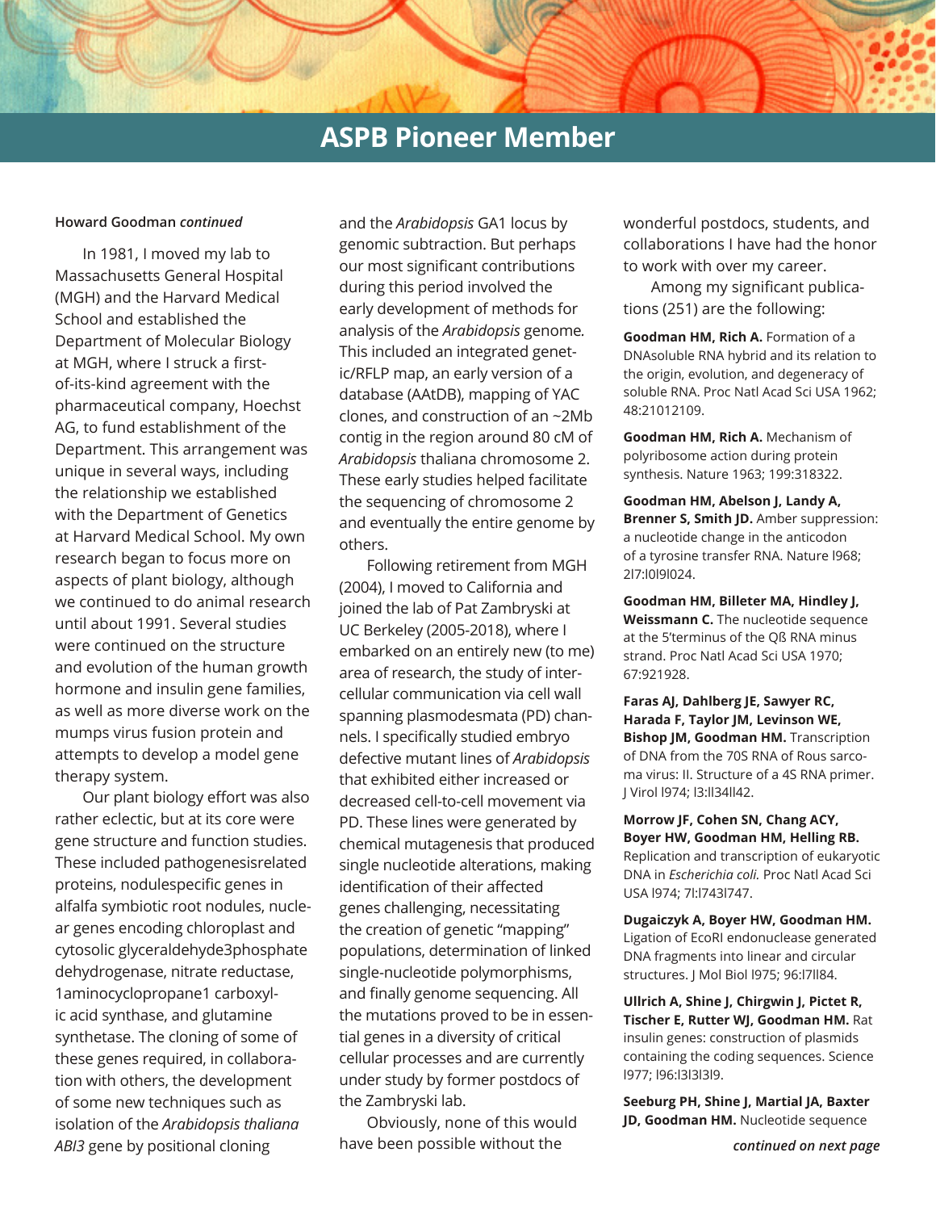## ASPB Pioneer Member

**Howard Goodman *continued***

In 1981, I moved my lab to Massachusetts General Hospital (MGH) and the Harvard Medical School and established the Department of Molecular Biology at MGH, where I struck a first-of-its-kind agreement with the pharmaceutical company, Hoechst AG, to fund establishment of the Department. This arrangement was unique in several ways, including the relationship we established with the Department of Genetics at Harvard Medical School. My own research began to focus more on aspects of plant biology, although we continued to do animal research until about 1991. Several studies were continued on the structure and evolution of the human growth hormone and insulin gene families, as well as more diverse work on the mumps virus fusion protein and attempts to develop a model gene therapy system.

Our plant biology effort was also rather eclectic, but at its core were gene structure and function studies. These included pathogenesisrelated proteins, nodulespecific genes in alfalfa symbiotic root nodules, nuclear genes encoding chloroplast and cytosolic glyceraldehyde3phosphate dehydrogenase, nitrate reductase, 1aminocyclopropane1 carboxylic acid synthase, and glutamine synthetase. The cloning of some of these genes required, in collaboration with others, the development of some new techniques such as isolation of the *Arabidopsis thaliana ABI3* gene by positional cloning and the *Arabidopsis* GA1 locus by genomic subtraction. But perhaps our most significant contributions during this period involved the early development of methods for analysis of the *Arabidopsis* genome. This included an integrated genetic/RFLP map, an early version of a database (AAtDB), mapping of YAC clones, and construction of an ~2Mb contig in the region around 80 cM of *Arabidopsis* thaliana chromosome 2. These early studies helped facilitate the sequencing of chromosome 2 and eventually the entire genome by others.

Following retirement from MGH (2004), I moved to California and joined the lab of Pat Zambryski at UC Berkeley (2005-2018), where I embarked on an entirely new (to me) area of research, the study of intercellular communication via cell wall spanning plasmodesmata (PD) channels. I specifically studied embryo defective mutant lines of *Arabidopsis* that exhibited either increased or decreased cell-to-cell movement via PD. These lines were generated by chemical mutagenesis that produced single nucleotide alterations, making identification of their affected genes challenging, necessitating the creation of genetic "mapping" populations, determination of linked single-nucleotide polymorphisms, and finally genome sequencing. All the mutations proved to be in essential genes in a diversity of critical cellular processes and are currently under study by former postdocs of the Zambryski lab.

Obviously, none of this would have been possible without the wonderful postdocs, students, and collaborations I have had the honor to work with over my career.

Among my significant publications (251) are the following:

**Goodman HM, Rich A.** Formation of a DNAsoluble RNA hybrid and its relation to the origin, evolution, and degeneracy of soluble RNA. Proc Natl Acad Sci USA 1962; 48:21012109.

**Goodman HM, Rich A.** Mechanism of polyribosome action during protein synthesis. Nature 1963; 199:318322.

**Goodman HM, Abelson J, Landy A, Brenner S, Smith JD.** Amber suppression: a nucleotide change in the anticodon of a tyrosine transfer RNA. Nature l968; 2l7:l0l9l024.

**Goodman HM, Billeter MA, Hindley J, Weissmann C.** The nucleotide sequence at the 5'terminus of the Qß RNA minus strand. Proc Natl Acad Sci USA 1970; 67:921928.

**Faras AJ, Dahlberg JE, Sawyer RC, Harada F, Taylor JM, Levinson WE, Bishop JM, Goodman HM.** Transcription of DNA from the 70S RNA of Rous sarcoma virus: II. Structure of a 4S RNA primer. J Virol l974; l3:ll34ll42.

**Morrow JF, Cohen SN, Chang ACY, Boyer HW, Goodman HM, Helling RB.** Replication and transcription of eukaryotic DNA in *Escherichia coli.* Proc Natl Acad Sci USA l974; 7l:l743l747.

**Dugaiczyk A, Boyer HW, Goodman HM.** Ligation of EcoRI endonuclease generated DNA fragments into linear and circular structures. J Mol Biol l975; 96:l7ll84.

**Ullrich A, Shine J, Chirgwin J, Pictet R, Tischer E, Rutter WJ, Goodman HM.** Rat insulin genes: construction of plasmids containing the coding sequences. Science l977; l96:l3l3l3l9.

**Seeburg PH, Shine J, Martial JA, Baxter JD, Goodman HM.** Nucleotide sequence

*continued on next page*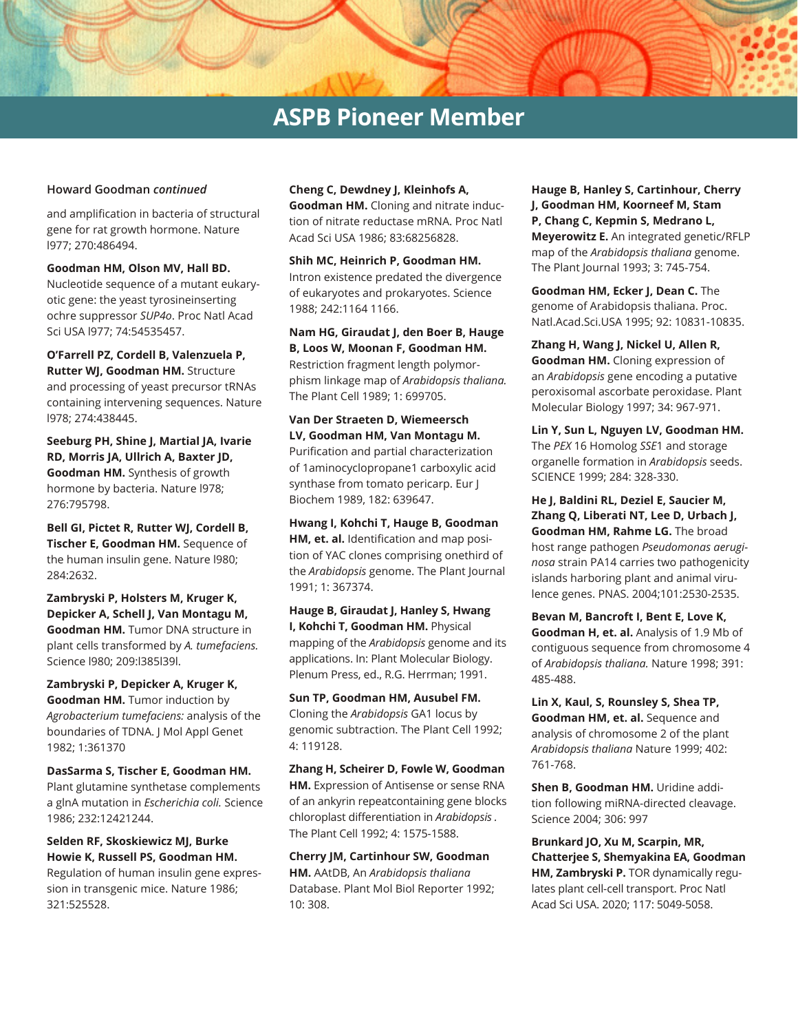## ASPB Pioneer Member

Howard Goodman *continued*

and amplification in bacteria of structural gene for rat growth hormone. Nature l977; 270:486494.

**Goodman HM, Olson MV, Hall BD.** Nucleotide sequence of a mutant eukaryotic gene: the yeast tyrosineinserting ochre suppressor *SUP4o*. Proc Natl Acad Sci USA l977; 74:54535457.

**O'Farrell PZ, Cordell B, Valenzuela P, Rutter WJ, Goodman HM.** Structure and processing of yeast precursor tRNAs containing intervening sequences. Nature l978; 274:438445.

**Seeburg PH, Shine J, Martial JA, Ivarie RD, Morris JA, Ullrich A, Baxter JD, Goodman HM.** Synthesis of growth hormone by bacteria. Nature l978; 276:795798.

**Bell GI, Pictet R, Rutter WJ, Cordell B, Tischer E, Goodman HM.** Sequence of the human insulin gene. Nature l980; 284:2632.

**Zambryski P, Holsters M, Kruger K, Depicker A, Schell J, Van Montagu M, Goodman HM.** Tumor DNA structure in plant cells transformed by *A. tumefaciens.* Science l980; 209:l385l39l.

**Zambryski P, Depicker A, Kruger K, Goodman HM.** Tumor induction by *Agrobacterium tumefaciens:* analysis of the boundaries of TDNA. J Mol Appl Genet 1982; 1:361370

**DasSarma S, Tischer E, Goodman HM.** Plant glutamine synthetase complements a glnA mutation in *Escherichia coli.* Science 1986; 232:12421244.

**Selden RF, Skoskiewicz MJ, Burke Howie K, Russell PS, Goodman HM.** Regulation of human insulin gene expression in transgenic mice. Nature 1986; 321:525528.

**Cheng C, Dewdney J, Kleinhofs A, Goodman HM.** Cloning and nitrate induction of nitrate reductase mRNA. Proc Natl Acad Sci USA 1986; 83:68256828.

**Shih MC, Heinrich P, Goodman HM.** Intron existence predated the divergence of eukaryotes and prokaryotes. Science 1988; 242:1164 1166.

**Nam HG, Giraudat J, den Boer B, Hauge B, Loos W, Moonan F, Goodman HM.** Restriction fragment length polymorphism linkage map of *Arabidopsis thaliana.* The Plant Cell 1989; 1: 699705.

**Van Der Straeten D, Wiemeersch LV, Goodman HM, Van Montagu M.** Purification and partial characterization of 1aminocyclopropane1 carboxylic acid synthase from tomato pericarp. Eur J Biochem 1989, 182: 639647.

**Hwang I, Kohchi T, Hauge B, Goodman HM, et. al.** Identification and map position of YAC clones comprising onethird of the *Arabidopsis* genome. The Plant Journal 1991; 1: 367374.

**Hauge B, Giraudat J, Hanley S, Hwang I, Kohchi T, Goodman HM.** Physical mapping of the *Arabidopsis* genome and its applications. In: Plant Molecular Biology. Plenum Press, ed., R.G. Herrman; 1991.

**Sun TP, Goodman HM, Ausubel FM.** Cloning the *Arabidopsis* GA1 locus by genomic subtraction. The Plant Cell 1992; 4: 119128.

**Zhang H, Scheirer D, Fowle W, Goodman HM.** Expression of Antisense or sense RNA of an ankyrin repeatcontaining gene blocks chloroplast differentiation in *Arabidopsis* . The Plant Cell 1992; 4: 1575-1588.

**Cherry JM, Cartinhour SW, Goodman HM.** AAtDB, An *Arabidopsis thaliana* Database. Plant Mol Biol Reporter 1992; 10: 308.

**Hauge B, Hanley S, Cartinhour, Cherry J, Goodman HM, Koorneef M, Stam P, Chang C, Kepmin S, Medrano L, Meyerowitz E.** An integrated genetic/RFLP map of the *Arabidopsis thaliana* genome. The Plant Journal 1993; 3: 745-754.

**Goodman HM, Ecker J, Dean C.** The genome of Arabidopsis thaliana. Proc. Natl.Acad.Sci.USA 1995; 92: 10831-10835.

**Zhang H, Wang J, Nickel U, Allen R, Goodman HM.** Cloning expression of an *Arabidopsis* gene encoding a putative peroxisomal ascorbate peroxidase. Plant Molecular Biology 1997; 34: 967-971.

**Lin Y, Sun L, Nguyen LV, Goodman HM.** The *PEX* 16 Homolog *SSE*1 and storage organelle formation in *Arabidopsis* seeds. SCIENCE 1999; 284: 328-330.

**He J, Baldini RL, Deziel E, Saucier M, Zhang Q, Liberati NT, Lee D, Urbach J, Goodman HM, Rahme LG.** The broad host range pathogen *Pseudomonas aeruginosa* strain PA14 carries two pathogenicity islands harboring plant and animal virulence genes. PNAS. 2004;101:2530-2535.

**Bevan M, Bancroft I, Bent E, Love K, Goodman H, et. al.** Analysis of 1.9 Mb of contiguous sequence from chromosome 4 of *Arabidopsis thaliana.* Nature 1998; 391: 485-488.

**Lin X, Kaul, S, Rounsley S, Shea TP, Goodman HM, et. al.** Sequence and analysis of chromosome 2 of the plant *Arabidopsis thaliana* Nature 1999; 402: 761-768.

**Shen B, Goodman HM.** Uridine addition following miRNA-directed cleavage. Science 2004; 306: 997

**Brunkard JO, Xu M, Scarpin, MR, Chatterjee S, Shemyakina EA, Goodman HM, Zambryski P.** TOR dynamically regulates plant cell-cell transport. Proc Natl Acad Sci USA. 2020; 117: 5049-5058.